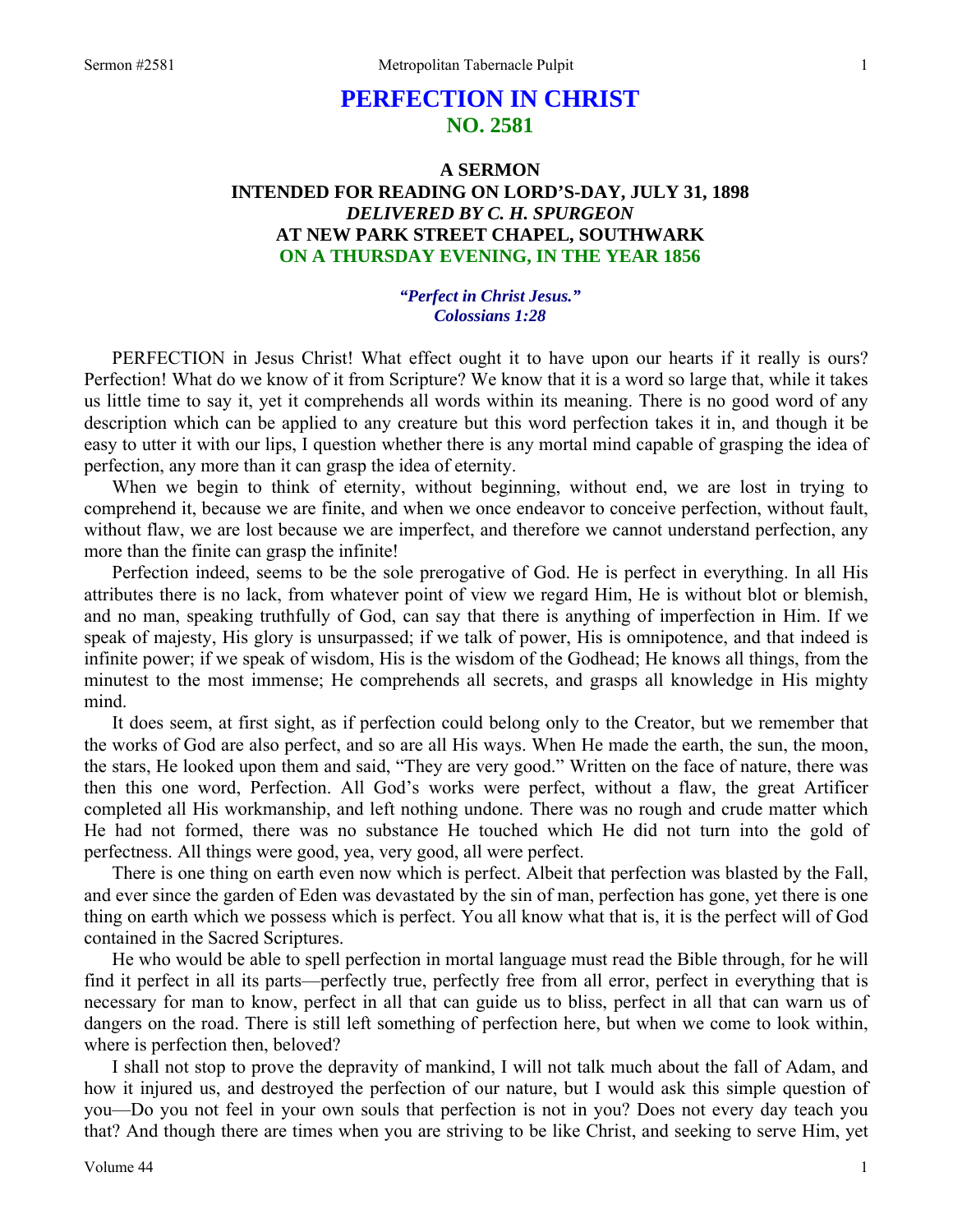# PERFECTION IN CHRIST
## NO. 2581

### A SERMON
### INTENDED FOR READING ON LORD'S-DAY, JULY 31, 1898
### *DELIVERED BY C. H. SPURGEON*
### AT NEW PARK STREET CHAPEL, SOUTHWARK
### ON A THURSDAY EVENING, IN THE YEAR 1856

***"Perfect in Christ Jesus."***
***Colossians 1:28***

PERFECTION in Jesus Christ! What effect ought it to have upon our hearts if it really is ours? Perfection! What do we know of it from Scripture? We know that it is a word so large that, while it takes us little time to say it, yet it comprehends all words within its meaning. There is no good word of any description which can be applied to any creature but this word perfection takes it in, and though it be easy to utter it with our lips, I question whether there is any mortal mind capable of grasping the idea of perfection, any more than it can grasp the idea of eternity.

When we begin to think of eternity, without beginning, without end, we are lost in trying to comprehend it, because we are finite, and when we once endeavor to conceive perfection, without fault, without flaw, we are lost because we are imperfect, and therefore we cannot understand perfection, any more than the finite can grasp the infinite!

Perfection indeed, seems to be the sole prerogative of God. He is perfect in everything. In all His attributes there is no lack, from whatever point of view we regard Him, He is without blot or blemish, and no man, speaking truthfully of God, can say that there is anything of imperfection in Him. If we speak of majesty, His glory is unsurpassed; if we talk of power, His is omnipotence, and that indeed is infinite power; if we speak of wisdom, His is the wisdom of the Godhead; He knows all things, from the minutest to the most immense; He comprehends all secrets, and grasps all knowledge in His mighty mind.

It does seem, at first sight, as if perfection could belong only to the Creator, but we remember that the works of God are also perfect, and so are all His ways. When He made the earth, the sun, the moon, the stars, He looked upon them and said, "They are very good." Written on the face of nature, there was then this one word, Perfection. All God's works were perfect, without a flaw, the great Artificer completed all His workmanship, and left nothing undone. There was no rough and crude matter which He had not formed, there was no substance He touched which He did not turn into the gold of perfectness. All things were good, yea, very good, all were perfect.

There is one thing on earth even now which is perfect. Albeit that perfection was blasted by the Fall, and ever since the garden of Eden was devastated by the sin of man, perfection has gone, yet there is one thing on earth which we possess which is perfect. You all know what that is, it is the perfect will of God contained in the Sacred Scriptures.

He who would be able to spell perfection in mortal language must read the Bible through, for he will find it perfect in all its parts—perfectly true, perfectly free from all error, perfect in everything that is necessary for man to know, perfect in all that can guide us to bliss, perfect in all that can warn us of dangers on the road. There is still left something of perfection here, but when we come to look within, where is perfection then, beloved?

I shall not stop to prove the depravity of mankind, I will not talk much about the fall of Adam, and how it injured us, and destroyed the perfection of our nature, but I would ask this simple question of you—Do you not feel in your own souls that perfection is not in you? Does not every day teach you that? And though there are times when you are striving to be like Christ, and seeking to serve Him, yet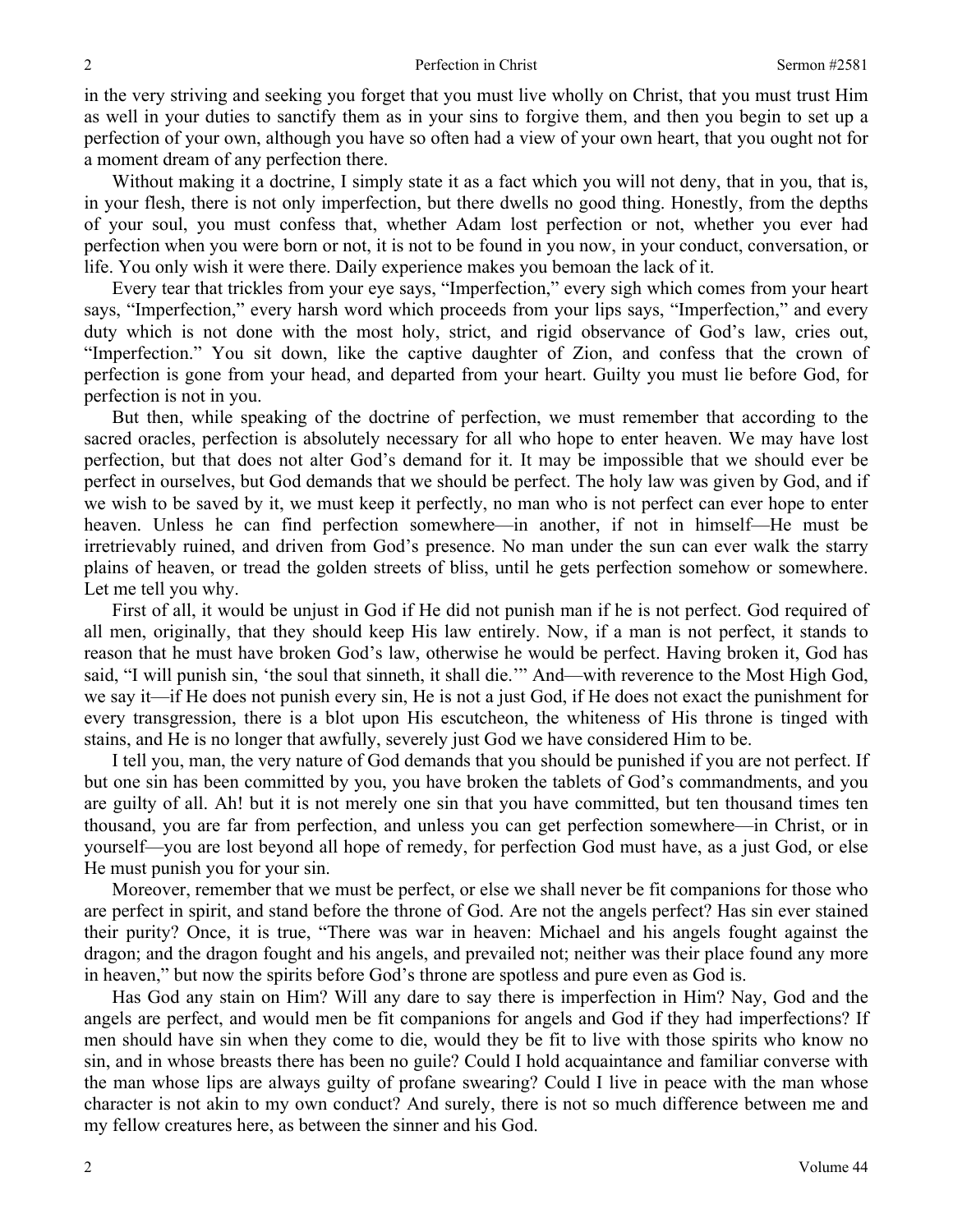in the very striving and seeking you forget that you must live wholly on Christ, that you must trust Him as well in your duties to sanctify them as in your sins to forgive them, and then you begin to set up a perfection of your own, although you have so often had a view of your own heart, that you ought not for a moment dream of any perfection there.

Without making it a doctrine, I simply state it as a fact which you will not deny, that in you, that is, in your flesh, there is not only imperfection, but there dwells no good thing. Honestly, from the depths of your soul, you must confess that, whether Adam lost perfection or not, whether you ever had perfection when you were born or not, it is not to be found in you now, in your conduct, conversation, or life. You only wish it were there. Daily experience makes you bemoan the lack of it.

Every tear that trickles from your eye says, "Imperfection," every sigh which comes from your heart says, "Imperfection," every harsh word which proceeds from your lips says, "Imperfection," and every duty which is not done with the most holy, strict, and rigid observance of God's law, cries out, "Imperfection." You sit down, like the captive daughter of Zion, and confess that the crown of perfection is gone from your head, and departed from your heart. Guilty you must lie before God, for perfection is not in you.

But then, while speaking of the doctrine of perfection, we must remember that according to the sacred oracles, perfection is absolutely necessary for all who hope to enter heaven. We may have lost perfection, but that does not alter God's demand for it. It may be impossible that we should ever be perfect in ourselves, but God demands that we should be perfect. The holy law was given by God, and if we wish to be saved by it, we must keep it perfectly, no man who is not perfect can ever hope to enter heaven. Unless he can find perfection somewhere—in another, if not in himself—He must be irretrievably ruined, and driven from God's presence. No man under the sun can ever walk the starry plains of heaven, or tread the golden streets of bliss, until he gets perfection somehow or somewhere. Let me tell you why.

First of all, it would be unjust in God if He did not punish man if he is not perfect. God required of all men, originally, that they should keep His law entirely. Now, if a man is not perfect, it stands to reason that he must have broken God's law, otherwise he would be perfect. Having broken it, God has said, "I will punish sin, 'the soul that sinneth, it shall die.'" And—with reverence to the Most High God, we say it—if He does not punish every sin, He is not a just God, if He does not exact the punishment for every transgression, there is a blot upon His escutcheon, the whiteness of His throne is tinged with stains, and He is no longer that awfully, severely just God we have considered Him to be.

I tell you, man, the very nature of God demands that you should be punished if you are not perfect. If but one sin has been committed by you, you have broken the tablets of God's commandments, and you are guilty of all. Ah! but it is not merely one sin that you have committed, but ten thousand times ten thousand, you are far from perfection, and unless you can get perfection somewhere—in Christ, or in yourself—you are lost beyond all hope of remedy, for perfection God must have, as a just God, or else He must punish you for your sin.

Moreover, remember that we must be perfect, or else we shall never be fit companions for those who are perfect in spirit, and stand before the throne of God. Are not the angels perfect? Has sin ever stained their purity? Once, it is true, "There was war in heaven: Michael and his angels fought against the dragon; and the dragon fought and his angels, and prevailed not; neither was their place found any more in heaven," but now the spirits before God's throne are spotless and pure even as God is.

Has God any stain on Him? Will any dare to say there is imperfection in Him? Nay, God and the angels are perfect, and would men be fit companions for angels and God if they had imperfections? If men should have sin when they come to die, would they be fit to live with those spirits who know no sin, and in whose breasts there has been no guile? Could I hold acquaintance and familiar converse with the man whose lips are always guilty of profane swearing? Could I live in peace with the man whose character is not akin to my own conduct? And surely, there is not so much difference between me and my fellow creatures here, as between the sinner and his God.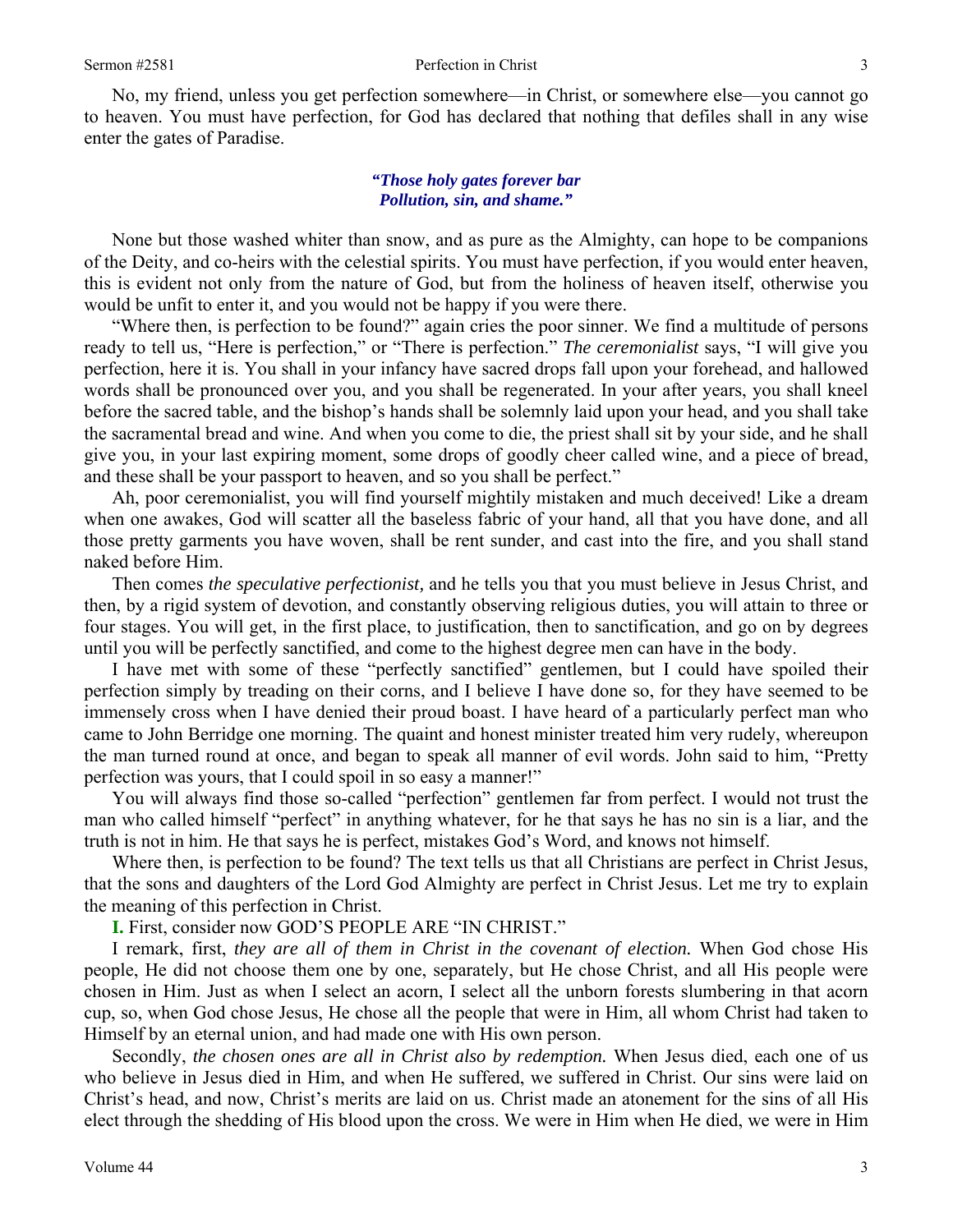No, my friend, unless you get perfection somewhere—in Christ, or somewhere else—you cannot go to heaven. You must have perfection, for God has declared that nothing that defiles shall in any wise enter the gates of Paradise.

> ***"Those holy gates forever bar***
> ***Pollution, sin, and shame."***

None but those washed whiter than snow, and as pure as the Almighty, can hope to be companions of the Deity, and co-heirs with the celestial spirits. You must have perfection, if you would enter heaven, this is evident not only from the nature of God, but from the holiness of heaven itself, otherwise you would be unfit to enter it, and you would not be happy if you were there.

"Where then, is perfection to be found?" again cries the poor sinner. We find a multitude of persons ready to tell us, "Here is perfection," or "There is perfection." *The ceremonialist* says, "I will give you perfection, here it is. You shall in your infancy have sacred drops fall upon your forehead, and hallowed words shall be pronounced over you, and you shall be regenerated. In your after years, you shall kneel before the sacred table, and the bishop's hands shall be solemnly laid upon your head, and you shall take the sacramental bread and wine. And when you come to die, the priest shall sit by your side, and he shall give you, in your last expiring moment, some drops of goodly cheer called wine, and a piece of bread, and these shall be your passport to heaven, and so you shall be perfect."

Ah, poor ceremonialist, you will find yourself mightily mistaken and much deceived! Like a dream when one awakes, God will scatter all the baseless fabric of your hand, all that you have done, and all those pretty garments you have woven, shall be rent sunder, and cast into the fire, and you shall stand naked before Him.

Then comes *the speculative perfectionist,* and he tells you that you must believe in Jesus Christ, and then, by a rigid system of devotion, and constantly observing religious duties, you will attain to three or four stages. You will get, in the first place, to justification, then to sanctification, and go on by degrees until you will be perfectly sanctified, and come to the highest degree men can have in the body.

I have met with some of these "perfectly sanctified" gentlemen, but I could have spoiled their perfection simply by treading on their corns, and I believe I have done so, for they have seemed to be immensely cross when I have denied their proud boast. I have heard of a particularly perfect man who came to John Berridge one morning. The quaint and honest minister treated him very rudely, whereupon the man turned round at once, and began to speak all manner of evil words. John said to him, "Pretty perfection was yours, that I could spoil in so easy a manner!"

You will always find those so-called "perfection" gentlemen far from perfect. I would not trust the man who called himself "perfect" in anything whatever, for he that says he has no sin is a liar, and the truth is not in him. He that says he is perfect, mistakes God's Word, and knows not himself.

Where then, is perfection to be found? The text tells us that all Christians are perfect in Christ Jesus, that the sons and daughters of the Lord God Almighty are perfect in Christ Jesus. Let me try to explain the meaning of this perfection in Christ.

**I.** First, consider now GOD'S PEOPLE ARE "IN CHRIST."

I remark, first, *they are all of them in Christ in the covenant of election.* When God chose His people, He did not choose them one by one, separately, but He chose Christ, and all His people were chosen in Him. Just as when I select an acorn, I select all the unborn forests slumbering in that acorn cup, so, when God chose Jesus, He chose all the people that were in Him, all whom Christ had taken to Himself by an eternal union, and had made one with His own person.

Secondly, *the chosen ones are all in Christ also by redemption.* When Jesus died, each one of us who believe in Jesus died in Him, and when He suffered, we suffered in Christ. Our sins were laid on Christ's head, and now, Christ's merits are laid on us. Christ made an atonement for the sins of all His elect through the shedding of His blood upon the cross. We were in Him when He died, we were in Him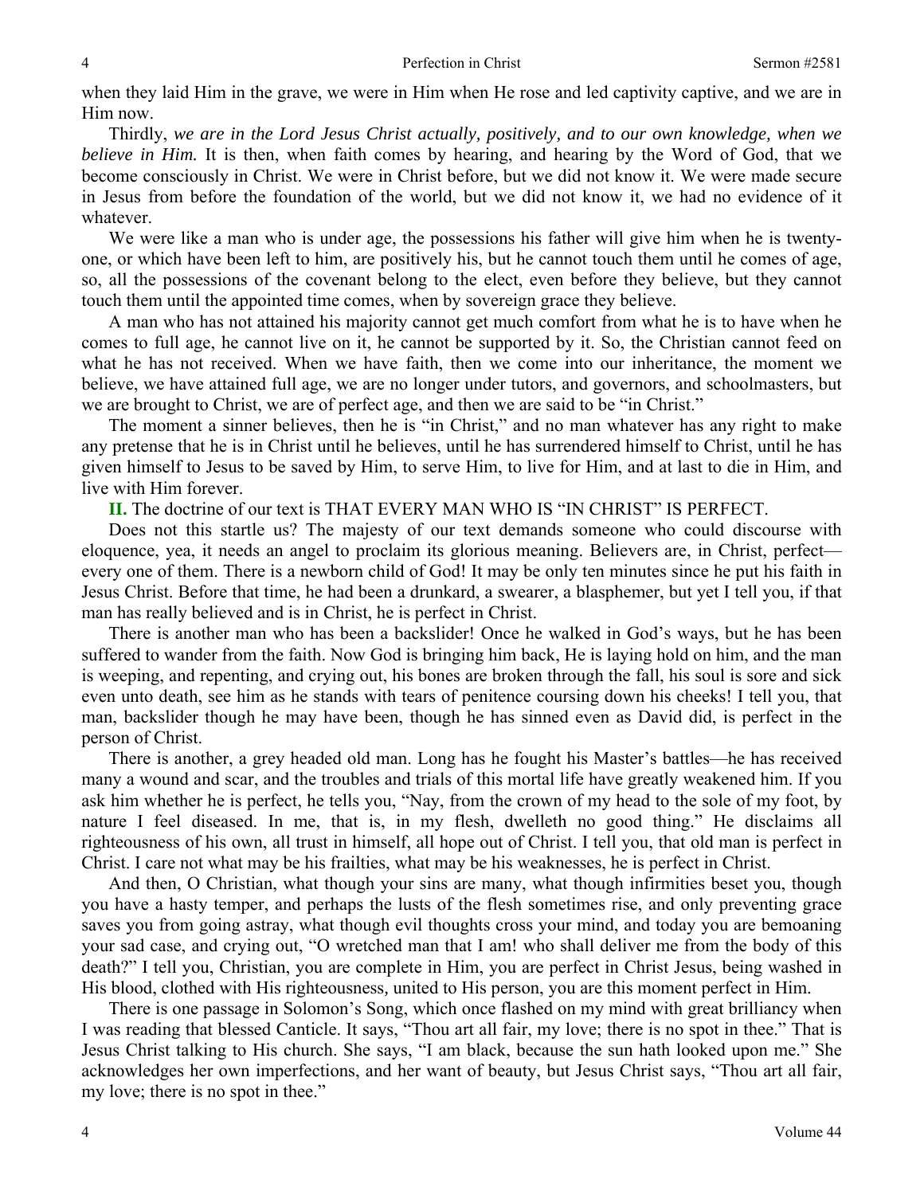when they laid Him in the grave, we were in Him when He rose and led captivity captive, and we are in Him now.

Thirdly, *we are in the Lord Jesus Christ actually, positively, and to our own knowledge, when we believe in Him.* It is then, when faith comes by hearing, and hearing by the Word of God, that we become consciously in Christ. We were in Christ before, but we did not know it. We were made secure in Jesus from before the foundation of the world, but we did not know it, we had no evidence of it whatever.

We were like a man who is under age, the possessions his father will give him when he is twenty-one, or which have been left to him, are positively his, but he cannot touch them until he comes of age, so, all the possessions of the covenant belong to the elect, even before they believe, but they cannot touch them until the appointed time comes, when by sovereign grace they believe.

A man who has not attained his majority cannot get much comfort from what he is to have when he comes to full age, he cannot live on it, he cannot be supported by it. So, the Christian cannot feed on what he has not received. When we have faith, then we come into our inheritance, the moment we believe, we have attained full age, we are no longer under tutors, and governors, and schoolmasters, but we are brought to Christ, we are of perfect age, and then we are said to be "in Christ."

The moment a sinner believes, then he is "in Christ," and no man whatever has any right to make any pretense that he is in Christ until he believes, until he has surrendered himself to Christ, until he has given himself to Jesus to be saved by Him, to serve Him, to live for Him, and at last to die in Him, and live with Him forever.

**II.** The doctrine of our text is THAT EVERY MAN WHO IS "IN CHRIST" IS PERFECT.

Does not this startle us? The majesty of our text demands someone who could discourse with eloquence, yea, it needs an angel to proclaim its glorious meaning. Believers are, in Christ, perfect—every one of them. There is a newborn child of God! It may be only ten minutes since he put his faith in Jesus Christ. Before that time, he had been a drunkard, a swearer, a blasphemer, but yet I tell you, if that man has really believed and is in Christ, he is perfect in Christ.

There is another man who has been a backslider! Once he walked in God's ways, but he has been suffered to wander from the faith. Now God is bringing him back, He is laying hold on him, and the man is weeping, and repenting, and crying out, his bones are broken through the fall, his soul is sore and sick even unto death, see him as he stands with tears of penitence coursing down his cheeks! I tell you, that man, backslider though he may have been, though he has sinned even as David did, is perfect in the person of Christ.

There is another, a grey headed old man. Long has he fought his Master's battles—he has received many a wound and scar, and the troubles and trials of this mortal life have greatly weakened him. If you ask him whether he is perfect, he tells you, "Nay, from the crown of my head to the sole of my foot, by nature I feel diseased. In me, that is, in my flesh, dwelleth no good thing." He disclaims all righteousness of his own, all trust in himself, all hope out of Christ. I tell you, that old man is perfect in Christ. I care not what may be his frailties, what may be his weaknesses, he is perfect in Christ.

And then, O Christian, what though your sins are many, what though infirmities beset you, though you have a hasty temper, and perhaps the lusts of the flesh sometimes rise, and only preventing grace saves you from going astray, what though evil thoughts cross your mind, and today you are bemoaning your sad case, and crying out, "O wretched man that I am! who shall deliver me from the body of this death?" I tell you, Christian, you are complete in Him, you are perfect in Christ Jesus, being washed in His blood, clothed with His righteousness, united to His person, you are this moment perfect in Him.

There is one passage in Solomon's Song, which once flashed on my mind with great brilliancy when I was reading that blessed Canticle. It says, "Thou art all fair, my love; there is no spot in thee." That is Jesus Christ talking to His church. She says, "I am black, because the sun hath looked upon me." She acknowledges her own imperfections, and her want of beauty, but Jesus Christ says, "Thou art all fair, my love; there is no spot in thee."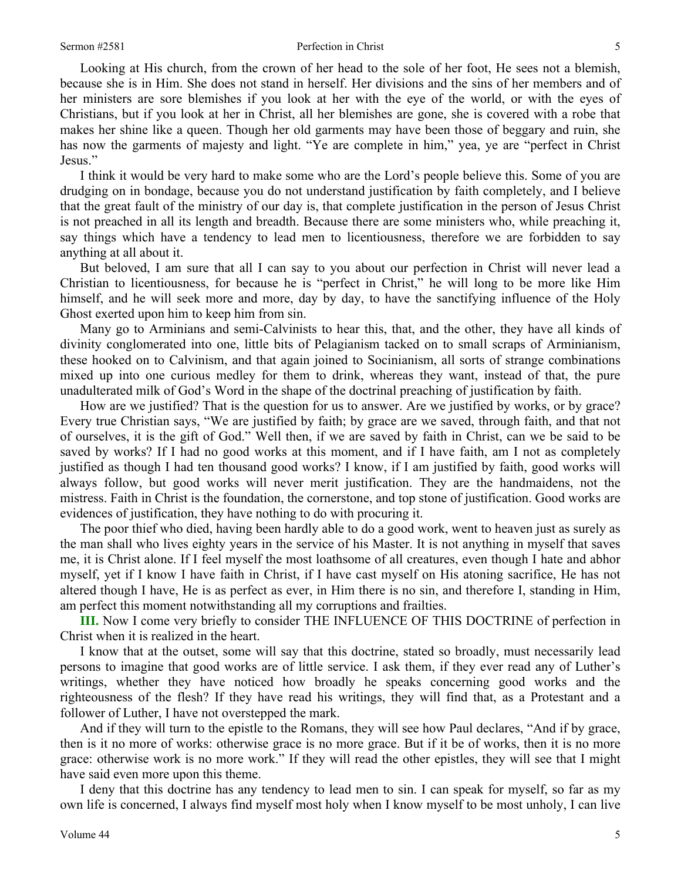Looking at His church, from the crown of her head to the sole of her foot, He sees not a blemish, because she is in Him. She does not stand in herself. Her divisions and the sins of her members and of her ministers are sore blemishes if you look at her with the eye of the world, or with the eyes of Christians, but if you look at her in Christ, all her blemishes are gone, she is covered with a robe that makes her shine like a queen. Though her old garments may have been those of beggary and ruin, she has now the garments of majesty and light. "Ye are complete in him," yea, ye are "perfect in Christ Jesus."

I think it would be very hard to make some who are the Lord's people believe this. Some of you are drudging on in bondage, because you do not understand justification by faith completely, and I believe that the great fault of the ministry of our day is, that complete justification in the person of Jesus Christ is not preached in all its length and breadth. Because there are some ministers who, while preaching it, say things which have a tendency to lead men to licentiousness, therefore we are forbidden to say anything at all about it.

But beloved, I am sure that all I can say to you about our perfection in Christ will never lead a Christian to licentiousness, for because he is "perfect in Christ," he will long to be more like Him himself, and he will seek more and more, day by day, to have the sanctifying influence of the Holy Ghost exerted upon him to keep him from sin.

Many go to Arminians and semi-Calvinists to hear this, that, and the other, they have all kinds of divinity conglomerated into one, little bits of Pelagianism tacked on to small scraps of Arminianism, these hooked on to Calvinism, and that again joined to Socinianism, all sorts of strange combinations mixed up into one curious medley for them to drink, whereas they want, instead of that, the pure unadulterated milk of God's Word in the shape of the doctrinal preaching of justification by faith.

How are we justified? That is the question for us to answer. Are we justified by works, or by grace? Every true Christian says, "We are justified by faith; by grace are we saved, through faith, and that not of ourselves, it is the gift of God." Well then, if we are saved by faith in Christ, can we be said to be saved by works? If I had no good works at this moment, and if I have faith, am I not as completely justified as though I had ten thousand good works? I know, if I am justified by faith, good works will always follow, but good works will never merit justification. They are the handmaidens, not the mistress. Faith in Christ is the foundation, the cornerstone, and top stone of justification. Good works are evidences of justification, they have nothing to do with procuring it.

The poor thief who died, having been hardly able to do a good work, went to heaven just as surely as the man shall who lives eighty years in the service of his Master. It is not anything in myself that saves me, it is Christ alone. If I feel myself the most loathsome of all creatures, even though I hate and abhor myself, yet if I know I have faith in Christ, if I have cast myself on His atoning sacrifice, He has not altered though I have, He is as perfect as ever, in Him there is no sin, and therefore I, standing in Him, am perfect this moment notwithstanding all my corruptions and frailties.

**III.** Now I come very briefly to consider THE INFLUENCE OF THIS DOCTRINE of perfection in Christ when it is realized in the heart.

I know that at the outset, some will say that this doctrine, stated so broadly, must necessarily lead persons to imagine that good works are of little service. I ask them, if they ever read any of Luther's writings, whether they have noticed how broadly he speaks concerning good works and the righteousness of the flesh? If they have read his writings, they will find that, as a Protestant and a follower of Luther, I have not overstepped the mark.

And if they will turn to the epistle to the Romans, they will see how Paul declares, "And if by grace, then is it no more of works: otherwise grace is no more grace. But if it be of works, then it is no more grace: otherwise work is no more work." If they will read the other epistles, they will see that I might have said even more upon this theme.

I deny that this doctrine has any tendency to lead men to sin. I can speak for myself, so far as my own life is concerned, I always find myself most holy when I know myself to be most unholy, I can live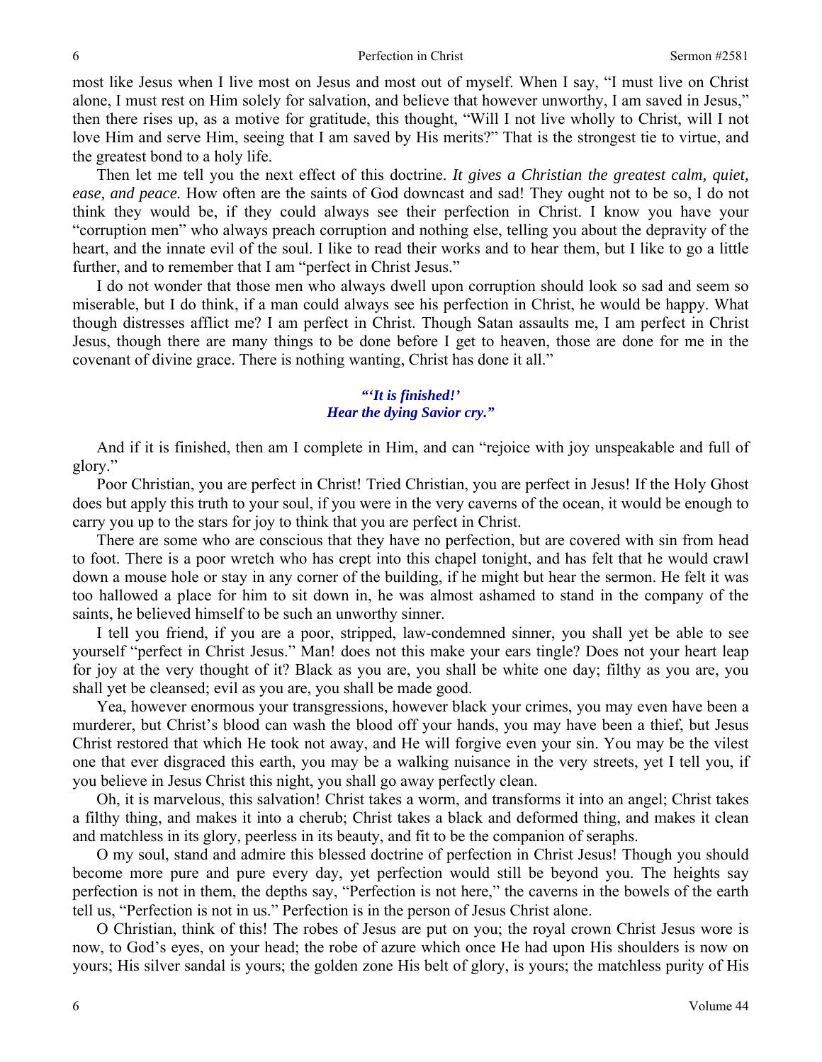most like Jesus when I live most on Jesus and most out of myself. When I say, "I must live on Christ alone, I must rest on Him solely for salvation, and believe that however unworthy, I am saved in Jesus," then there rises up, as a motive for gratitude, this thought, "Will I not live wholly to Christ, will I not love Him and serve Him, seeing that I am saved by His merits?" That is the strongest tie to virtue, and the greatest bond to a holy life.

Then let me tell you the next effect of this doctrine. *It gives a Christian the greatest calm, quiet, ease, and peace.* How often are the saints of God downcast and sad! They ought not to be so, I do not think they would be, if they could always see their perfection in Christ. I know you have your "corruption men" who always preach corruption and nothing else, telling you about the depravity of the heart, and the innate evil of the soul. I like to read their works and to hear them, but I like to go a little further, and to remember that I am "perfect in Christ Jesus."

I do not wonder that those men who always dwell upon corruption should look so sad and seem so miserable, but I do think, if a man could always see his perfection in Christ, he would be happy. What though distresses afflict me? I am perfect in Christ. Though Satan assaults me, I am perfect in Christ Jesus, though there are many things to be done before I get to heaven, those are done for me in the covenant of divine grace. There is nothing wanting, Christ has done it all."

> ***"'It is finished!'***
> ***Hear the dying Savior cry."***

And if it is finished, then am I complete in Him, and can "rejoice with joy unspeakable and full of glory."

Poor Christian, you are perfect in Christ! Tried Christian, you are perfect in Jesus! If the Holy Ghost does but apply this truth to your soul, if you were in the very caverns of the ocean, it would be enough to carry you up to the stars for joy to think that you are perfect in Christ.

There are some who are conscious that they have no perfection, but are covered with sin from head to foot. There is a poor wretch who has crept into this chapel tonight, and has felt that he would crawl down a mouse hole or stay in any corner of the building, if he might but hear the sermon. He felt it was too hallowed a place for him to sit down in, he was almost ashamed to stand in the company of the saints, he believed himself to be such an unworthy sinner.

I tell you friend, if you are a poor, stripped, law-condemned sinner, you shall yet be able to see yourself "perfect in Christ Jesus." Man! does not this make your ears tingle? Does not your heart leap for joy at the very thought of it? Black as you are, you shall be white one day; filthy as you are, you shall yet be cleansed; evil as you are, you shall be made good.

Yea, however enormous your transgressions, however black your crimes, you may even have been a murderer, but Christ's blood can wash the blood off your hands, you may have been a thief, but Jesus Christ restored that which He took not away, and He will forgive even your sin. You may be the vilest one that ever disgraced this earth, you may be a walking nuisance in the very streets, yet I tell you, if you believe in Jesus Christ this night, you shall go away perfectly clean.

Oh, it is marvelous, this salvation! Christ takes a worm, and transforms it into an angel; Christ takes a filthy thing, and makes it into a cherub; Christ takes a black and deformed thing, and makes it clean and matchless in its glory, peerless in its beauty, and fit to be the companion of seraphs.

O my soul, stand and admire this blessed doctrine of perfection in Christ Jesus! Though you should become more pure and pure every day, yet perfection would still be beyond you. The heights say perfection is not in them, the depths say, "Perfection is not here," the caverns in the bowels of the earth tell us, "Perfection is not in us." Perfection is in the person of Jesus Christ alone.

O Christian, think of this! The robes of Jesus are put on you; the royal crown Christ Jesus wore is now, to God's eyes, on your head; the robe of azure which once He had upon His shoulders is now on yours; His silver sandal is yours; the golden zone His belt of glory, is yours; the matchless purity of His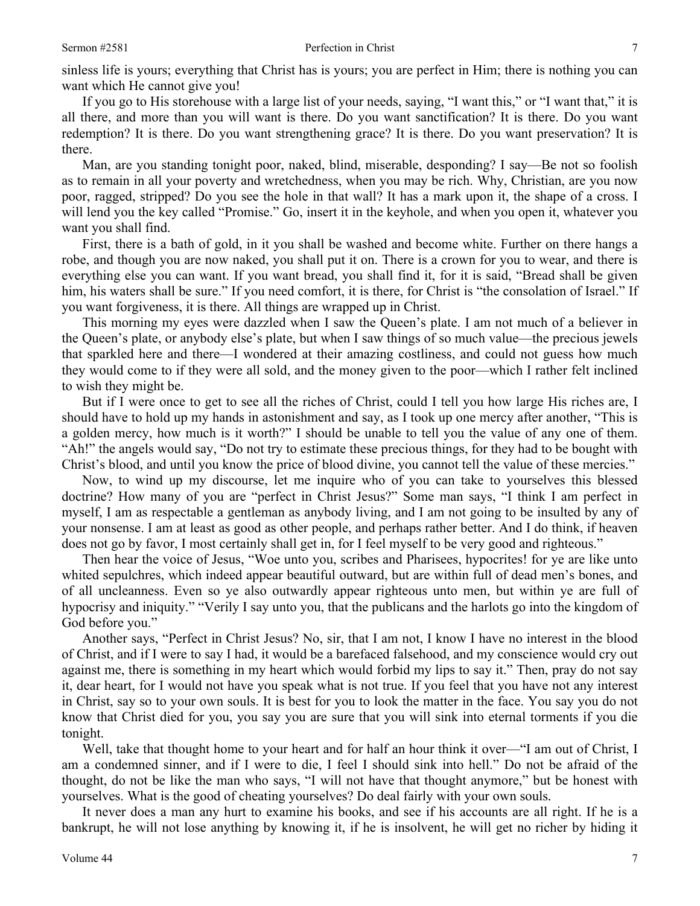sinless life is yours; everything that Christ has is yours; you are perfect in Him; there is nothing you can want which He cannot give you!

If you go to His storehouse with a large list of your needs, saying, "I want this," or "I want that," it is all there, and more than you will want is there. Do you want sanctification? It is there. Do you want redemption? It is there. Do you want strengthening grace? It is there. Do you want preservation? It is there.

Man, are you standing tonight poor, naked, blind, miserable, desponding? I say—Be not so foolish as to remain in all your poverty and wretchedness, when you may be rich. Why, Christian, are you now poor, ragged, stripped? Do you see the hole in that wall? It has a mark upon it, the shape of a cross. I will lend you the key called "Promise." Go, insert it in the keyhole, and when you open it, whatever you want you shall find.

First, there is a bath of gold, in it you shall be washed and become white. Further on there hangs a robe, and though you are now naked, you shall put it on. There is a crown for you to wear, and there is everything else you can want. If you want bread, you shall find it, for it is said, "Bread shall be given him, his waters shall be sure." If you need comfort, it is there, for Christ is "the consolation of Israel." If you want forgiveness, it is there. All things are wrapped up in Christ.

This morning my eyes were dazzled when I saw the Queen's plate. I am not much of a believer in the Queen's plate, or anybody else's plate, but when I saw things of so much value—the precious jewels that sparkled here and there—I wondered at their amazing costliness, and could not guess how much they would come to if they were all sold, and the money given to the poor—which I rather felt inclined to wish they might be.

But if I were once to get to see all the riches of Christ, could I tell you how large His riches are, I should have to hold up my hands in astonishment and say, as I took up one mercy after another, "This is a golden mercy, how much is it worth?" I should be unable to tell you the value of any one of them. "Ah!" the angels would say, "Do not try to estimate these precious things, for they had to be bought with Christ's blood, and until you know the price of blood divine, you cannot tell the value of these mercies."

Now, to wind up my discourse, let me inquire who of you can take to yourselves this blessed doctrine? How many of you are "perfect in Christ Jesus?" Some man says, "I think I am perfect in myself, I am as respectable a gentleman as anybody living, and I am not going to be insulted by any of your nonsense. I am at least as good as other people, and perhaps rather better. And I do think, if heaven does not go by favor, I most certainly shall get in, for I feel myself to be very good and righteous."

Then hear the voice of Jesus, "Woe unto you, scribes and Pharisees, hypocrites! for ye are like unto whited sepulchres, which indeed appear beautiful outward, but are within full of dead men's bones, and of all uncleanness. Even so ye also outwardly appear righteous unto men, but within ye are full of hypocrisy and iniquity." "Verily I say unto you, that the publicans and the harlots go into the kingdom of God before you."

Another says, "Perfect in Christ Jesus? No, sir, that I am not, I know I have no interest in the blood of Christ, and if I were to say I had, it would be a barefaced falsehood, and my conscience would cry out against me, there is something in my heart which would forbid my lips to say it." Then, pray do not say it, dear heart, for I would not have you speak what is not true. If you feel that you have not any interest in Christ, say so to your own souls. It is best for you to look the matter in the face. You say you do not know that Christ died for you, you say you are sure that you will sink into eternal torments if you die tonight.

Well, take that thought home to your heart and for half an hour think it over—"I am out of Christ, I am a condemned sinner, and if I were to die, I feel I should sink into hell." Do not be afraid of the thought, do not be like the man who says, "I will not have that thought anymore," but be honest with yourselves. What is the good of cheating yourselves? Do deal fairly with your own souls.

It never does a man any hurt to examine his books, and see if his accounts are all right. If he is a bankrupt, he will not lose anything by knowing it, if he is insolvent, he will get no richer by hiding it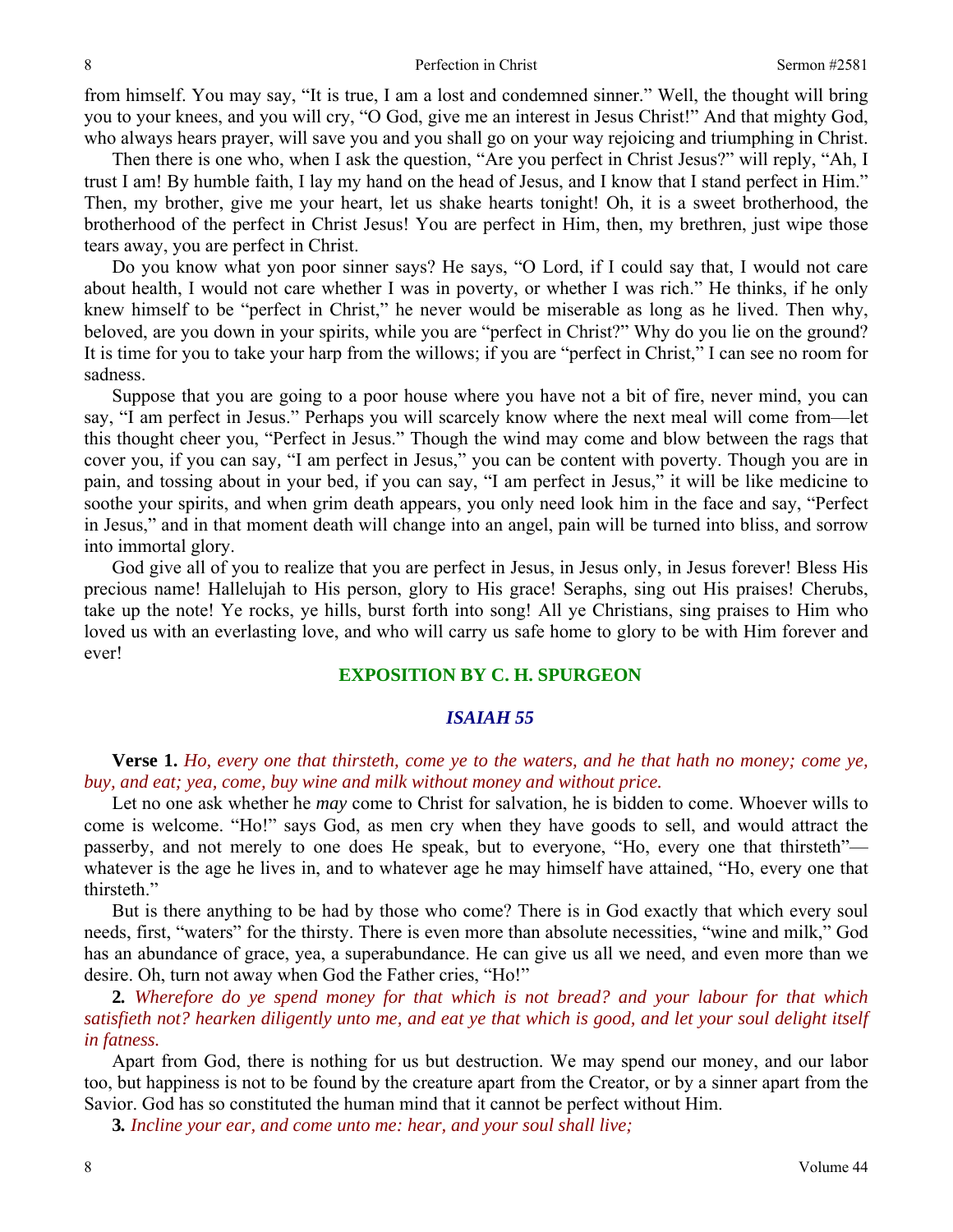from himself. You may say, "It is true, I am a lost and condemned sinner." Well, the thought will bring you to your knees, and you will cry, "O God, give me an interest in Jesus Christ!" And that mighty God, who always hears prayer, will save you and you shall go on your way rejoicing and triumphing in Christ.

Then there is one who, when I ask the question, "Are you perfect in Christ Jesus?" will reply, "Ah, I trust I am! By humble faith, I lay my hand on the head of Jesus, and I know that I stand perfect in Him." Then, my brother, give me your heart, let us shake hearts tonight! Oh, it is a sweet brotherhood, the brotherhood of the perfect in Christ Jesus! You are perfect in Him, then, my brethren, just wipe those tears away, you are perfect in Christ.

Do you know what yon poor sinner says? He says, "O Lord, if I could say that, I would not care about health, I would not care whether I was in poverty, or whether I was rich." He thinks, if he only knew himself to be "perfect in Christ," he never would be miserable as long as he lived. Then why, beloved, are you down in your spirits, while you are "perfect in Christ?" Why do you lie on the ground? It is time for you to take your harp from the willows; if you are "perfect in Christ," I can see no room for sadness.

Suppose that you are going to a poor house where you have not a bit of fire, never mind, you can say, "I am perfect in Jesus." Perhaps you will scarcely know where the next meal will come from—let this thought cheer you, "Perfect in Jesus." Though the wind may come and blow between the rags that cover you, if you can say, "I am perfect in Jesus," you can be content with poverty. Though you are in pain, and tossing about in your bed, if you can say, "I am perfect in Jesus," it will be like medicine to soothe your spirits, and when grim death appears, you only need look him in the face and say, "Perfect in Jesus," and in that moment death will change into an angel, pain will be turned into bliss, and sorrow into immortal glory.

God give all of you to realize that you are perfect in Jesus, in Jesus only, in Jesus forever! Bless His precious name! Hallelujah to His person, glory to His grace! Seraphs, sing out His praises! Cherubs, take up the note! Ye rocks, ye hills, burst forth into song! All ye Christians, sing praises to Him who loved us with an everlasting love, and who will carry us safe home to glory to be with Him forever and ever!

## EXPOSITION BY C. H. SPURGEON

### *ISAIAH 55*

**Verse 1.** *Ho, every one that thirsteth, come ye to the waters, and he that hath no money; come ye, buy, and eat; yea, come, buy wine and milk without money and without price.*

Let no one ask whether he *may* come to Christ for salvation, he is bidden to come. Whoever wills to come is welcome. "Ho!" says God, as men cry when they have goods to sell, and would attract the passerby, and not merely to one does He speak, but to everyone, "Ho, every one that thirsteth"—whatever is the age he lives in, and to whatever age he may himself have attained, "Ho, every one that thirsteth."

But is there anything to be had by those who come? There is in God exactly that which every soul needs, first, "waters" for the thirsty. There is even more than absolute necessities, "wine and milk," God has an abundance of grace, yea, a superabundance. He can give us all we need, and even more than we desire. Oh, turn not away when God the Father cries, "Ho!"

**2.** *Wherefore do ye spend money for that which is not bread? and your labour for that which satisfieth not? hearken diligently unto me, and eat ye that which is good, and let your soul delight itself in fatness.*

Apart from God, there is nothing for us but destruction. We may spend our money, and our labor too, but happiness is not to be found by the creature apart from the Creator, or by a sinner apart from the Savior. God has so constituted the human mind that it cannot be perfect without Him.

**3.** *Incline your ear, and come unto me: hear, and your soul shall live;*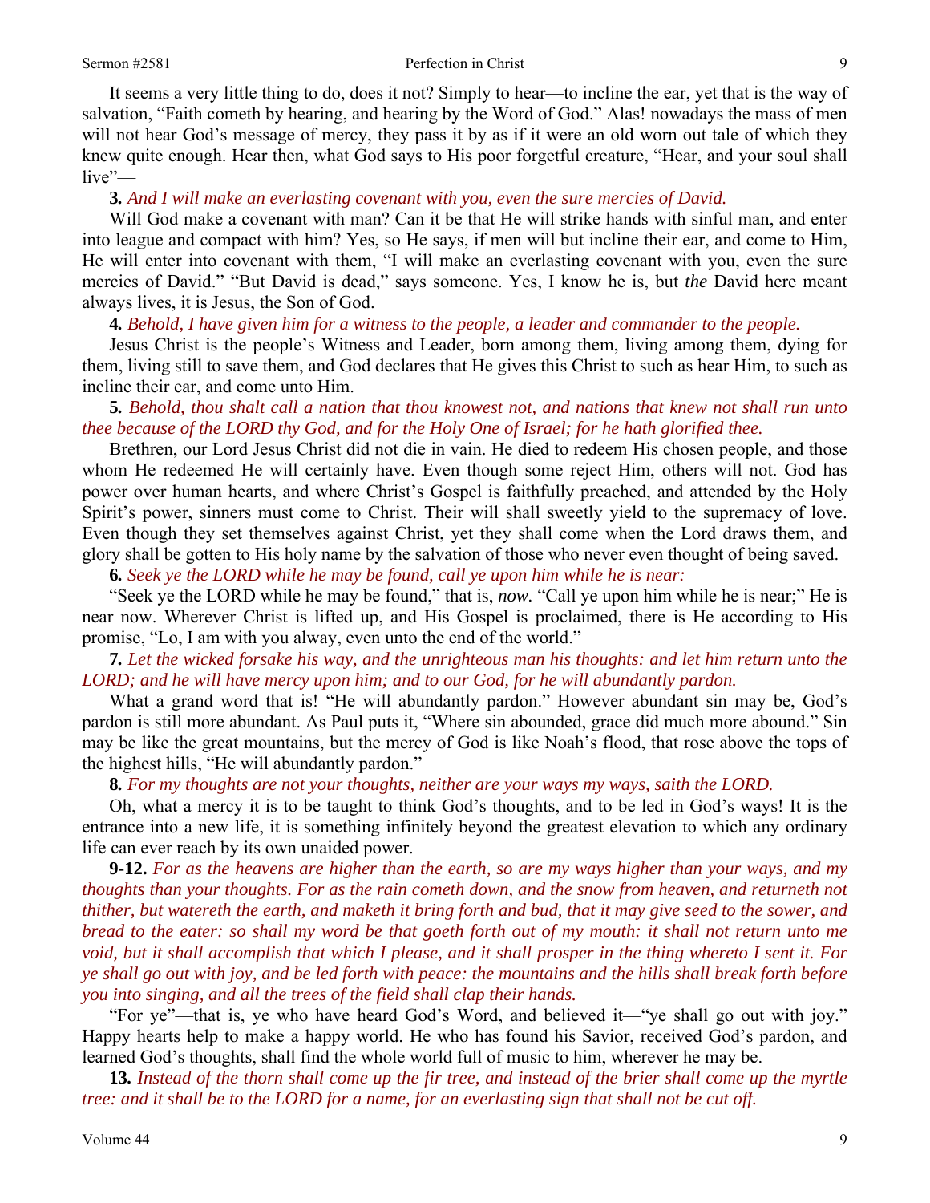It seems a very little thing to do, does it not? Simply to hear—to incline the ear, yet that is the way of salvation, "Faith cometh by hearing, and hearing by the Word of God." Alas! nowadays the mass of men will not hear God's message of mercy, they pass it by as if it were an old worn out tale of which they knew quite enough. Hear then, what God says to His poor forgetful creature, "Hear, and your soul shall live"—

**3.** *And I will make an everlasting covenant with you, even the sure mercies of David.*

Will God make a covenant with man? Can it be that He will strike hands with sinful man, and enter into league and compact with him? Yes, so He says, if men will but incline their ear, and come to Him, He will enter into covenant with them, "I will make an everlasting covenant with you, even the sure mercies of David." "But David is dead," says someone. Yes, I know he is, but *the* David here meant always lives, it is Jesus, the Son of God.

**4.** *Behold, I have given him for a witness to the people, a leader and commander to the people.*

Jesus Christ is the people's Witness and Leader, born among them, living among them, dying for them, living still to save them, and God declares that He gives this Christ to such as hear Him, to such as incline their ear, and come unto Him.

**5.** *Behold, thou shalt call a nation that thou knowest not, and nations that knew not shall run unto thee because of the LORD thy God, and for the Holy One of Israel; for he hath glorified thee.*

Brethren, our Lord Jesus Christ did not die in vain. He died to redeem His chosen people, and those whom He redeemed He will certainly have. Even though some reject Him, others will not. God has power over human hearts, and where Christ's Gospel is faithfully preached, and attended by the Holy Spirit's power, sinners must come to Christ. Their will shall sweetly yield to the supremacy of love. Even though they set themselves against Christ, yet they shall come when the Lord draws them, and glory shall be gotten to His holy name by the salvation of those who never even thought of being saved.

**6.** *Seek ye the LORD while he may be found, call ye upon him while he is near:*

"Seek ye the LORD while he may be found," that is, *now.* "Call ye upon him while he is near;" He is near now. Wherever Christ is lifted up, and His Gospel is proclaimed, there is He according to His promise, "Lo, I am with you alway, even unto the end of the world."

**7.** *Let the wicked forsake his way, and the unrighteous man his thoughts: and let him return unto the LORD; and he will have mercy upon him; and to our God, for he will abundantly pardon.*

What a grand word that is! "He will abundantly pardon." However abundant sin may be, God's pardon is still more abundant. As Paul puts it, "Where sin abounded, grace did much more abound." Sin may be like the great mountains, but the mercy of God is like Noah's flood, that rose above the tops of the highest hills, "He will abundantly pardon."

**8.** *For my thoughts are not your thoughts, neither are your ways my ways, saith the LORD.*

Oh, what a mercy it is to be taught to think God's thoughts, and to be led in God's ways! It is the entrance into a new life, it is something infinitely beyond the greatest elevation to which any ordinary life can ever reach by its own unaided power.

**9-12.** *For as the heavens are higher than the earth, so are my ways higher than your ways, and my thoughts than your thoughts. For as the rain cometh down, and the snow from heaven, and returneth not thither, but watereth the earth, and maketh it bring forth and bud, that it may give seed to the sower, and bread to the eater: so shall my word be that goeth forth out of my mouth: it shall not return unto me void, but it shall accomplish that which I please, and it shall prosper in the thing whereto I sent it. For ye shall go out with joy, and be led forth with peace: the mountains and the hills shall break forth before you into singing, and all the trees of the field shall clap their hands.*

"For ye"—that is, ye who have heard God's Word, and believed it—"ye shall go out with joy." Happy hearts help to make a happy world. He who has found his Savior, received God's pardon, and learned God's thoughts, shall find the whole world full of music to him, wherever he may be.

**13.** *Instead of the thorn shall come up the fir tree, and instead of the brier shall come up the myrtle tree: and it shall be to the LORD for a name, for an everlasting sign that shall not be cut off.*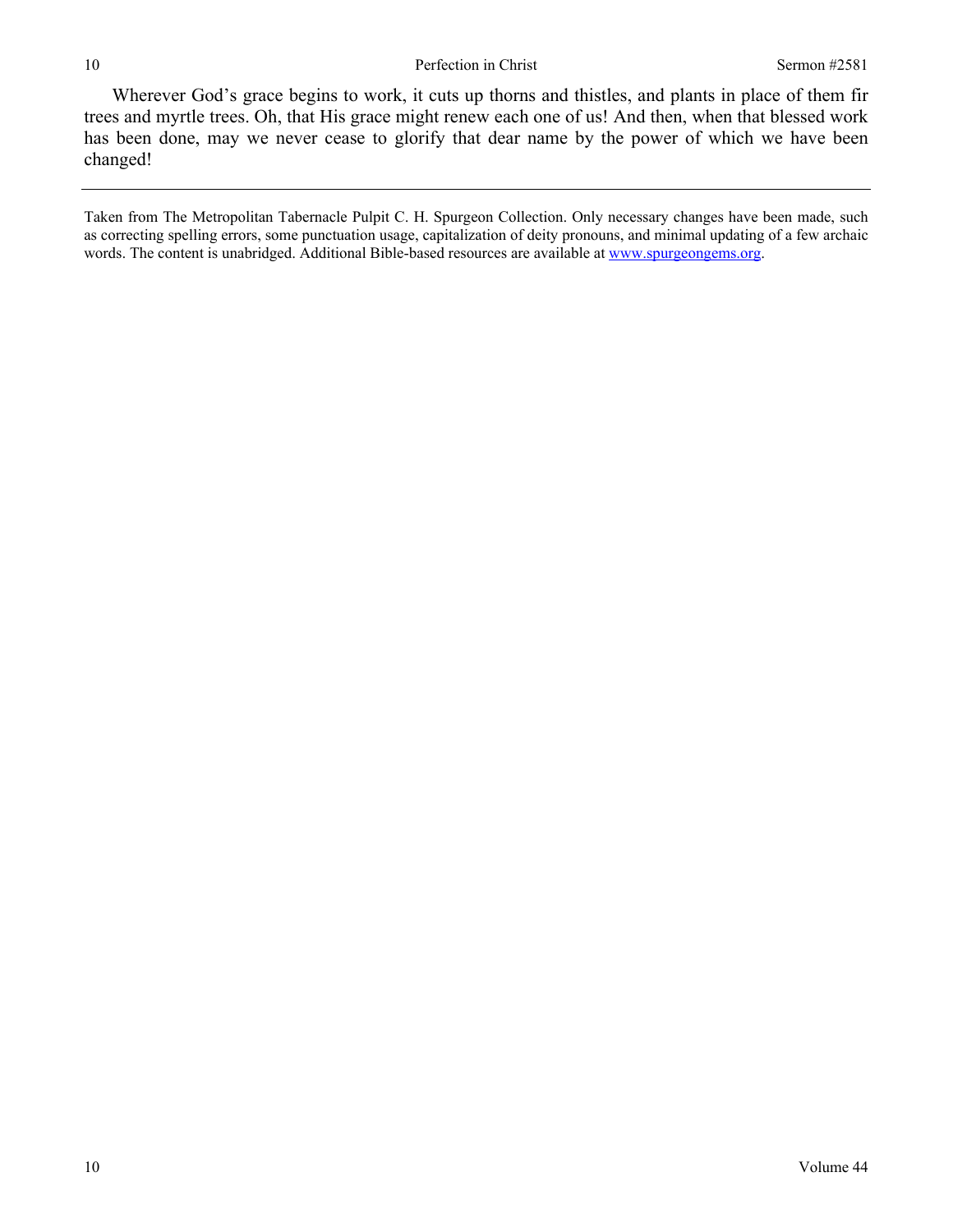Wherever God's grace begins to work, it cuts up thorns and thistles, and plants in place of them fir trees and myrtle trees. Oh, that His grace might renew each one of us! And then, when that blessed work has been done, may we never cease to glorify that dear name by the power of which we have been changed!

---

Taken from The Metropolitan Tabernacle Pulpit C. H. Spurgeon Collection. Only necessary changes have been made, such as correcting spelling errors, some punctuation usage, capitalization of deity pronouns, and minimal updating of a few archaic words. The content is unabridged. Additional Bible-based resources are available at www.spurgeongems.org.